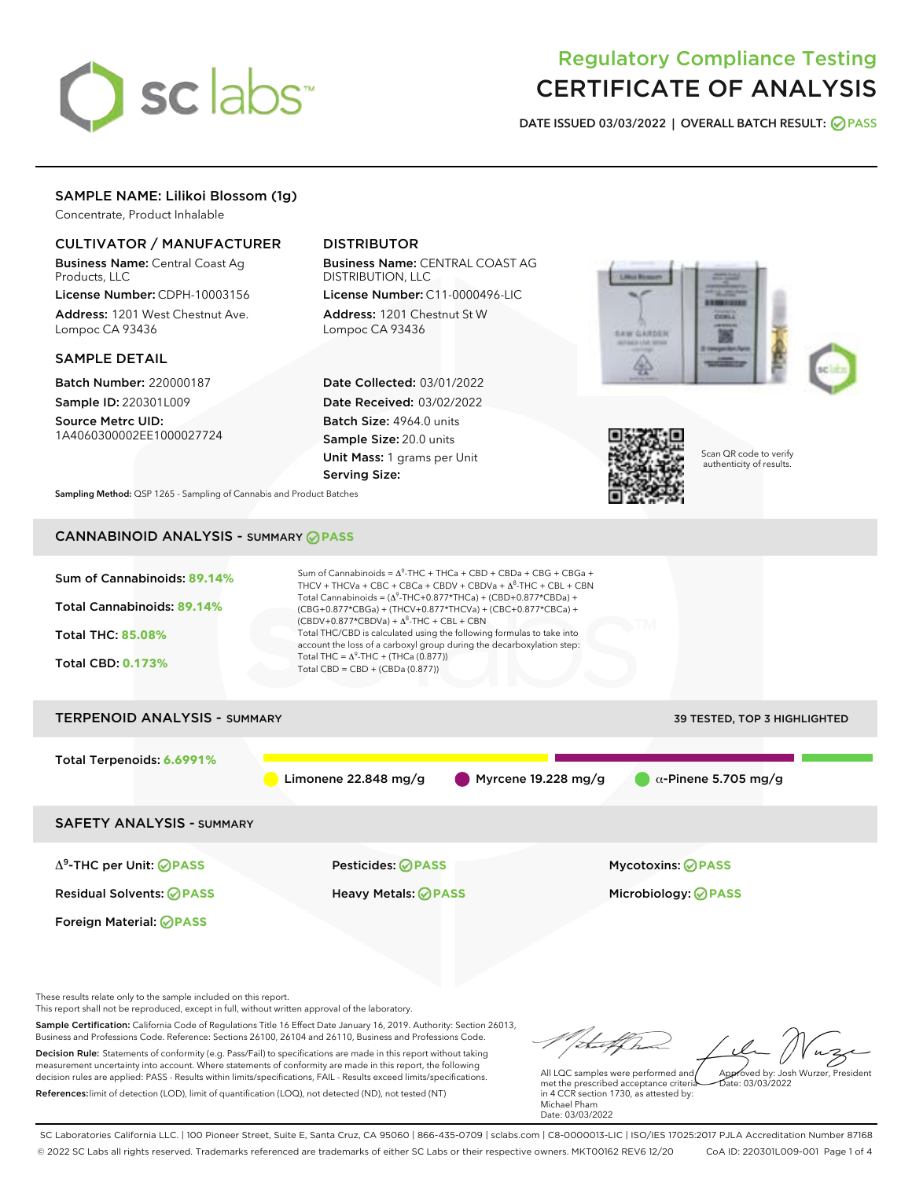# Regulatory Compliance Testing
# CERTIFICATE OF ANALYSIS

**DATE ISSUED** 03/03/2022 | **OVERALL BATCH RESULT:** PASS

## SAMPLE NAME: Lilikoi Blossom (1g)

Concentrate, Product Inhalable

### CULTIVATOR / MANUFACTURER

**Business Name:** Central Coast Ag Products, LLC

**License Number:** CDPH-10003156

**Address:** 1201 West Chestnut Ave. Lompoc CA 93436

### DISTRIBUTOR

**Business Name:** CENTRAL COAST AG DISTRIBUTION, LLC

**License Number:** C11-0000496-LIC

**Address:** 1201 Chestnut St W Lompoc CA 93436

### SAMPLE DETAIL

**Batch Number:** 220000187

**Sample ID:** 220301L009

**Source Metrc UID:** 1A4060300002EE1000027724

**Date Collected:** 03/01/2022

**Date Received:** 03/02/2022

**Batch Size:** 4964.0 units

**Sample Size:** 20.0 units

**Unit Mass:** 1 grams per Unit

**Serving Size:**

Scan QR code to verify authenticity of results.

**Sampling Method:** QSP 1265 - Sampling of Cannabis and Product Batches

## CANNABINOID ANALYSIS - SUMMARY PASS

Sum of Cannabinoids: **89.14%**

Total Cannabinoids: **89.14%**

Total THC: **85.08%**

Total CBD: **0.173%**

Sum of Cannabinoids = $\Delta^9$-THC + THCa + CBD + CBDa + CBG + CBGa + THCV + THCVa + CBC + CBCa + CBDV + CBDVa + $\Delta^8$-THC + CBL + CBN

Total Cannabinoids = ($\Delta^9$-THC+0.877*THCa) + (CBD+0.877*CBDa) + (CBG+0.877*CBGa) + (THCV+0.877*THCVa) + (CBC+0.877*CBCa) + (CBDV+0.877*CBDVa) + $\Delta^8$-THC + CBL + CBN

Total THC/CBD is calculated using the following formulas to take into account the loss of a carboxyl group during the decarboxylation step:

Total THC = $\Delta^9$-THC + (THCa (0.877))

Total CBD = CBD + (CBDa (0.877))

## TERPENOID ANALYSIS - SUMMARY

39 TESTED, TOP 3 HIGHLIGHTED

Total Terpenoids: **6.6991%**

Limonene 22.848 mg/g | Myrcene 19.228 mg/g | α-Pinene 5.705 mg/g

## SAFETY ANALYSIS - SUMMARY

| | | |
|---|---|---|
| $\Delta^9$-THC per Unit: PASS | Pesticides: PASS | Mycotoxins: PASS |
| Residual Solvents: PASS | Heavy Metals: PASS | Microbiology: PASS |
| Foreign Material: PASS | | |

These results relate only to the sample included on this report.
This report shall not be reproduced, except in full, without written approval of the laboratory.

**Sample Certification:** California Code of Regulations Title 16 Effect Date January 16, 2019. Authority: Section 26013, Business and Professions Code. Reference: Sections 26100, 26104 and 26110, Business and Professions Code.

**Decision Rule:** Statements of conformity (e.g. Pass/Fail) to specifications are made in this report without taking measurement uncertainty into account. Where statements of conformity are made in this report, the following decision rules are applied: PASS - Results within limits/specifications, FAIL - Results exceed limits/specifications.

**References:** limit of detection (LOD), limit of quantification (LOQ), not detected (ND), not tested (NT)

All LQC samples were performed and met the prescribed acceptance criteria in 4 CCR section 1730, as attested by: Michael Pham
Date: 03/03/2022

Approved by: Josh Wurzer, President
Date: 03/03/2022

SC Laboratories California LLC. | 100 Pioneer Street, Suite E, Santa Cruz, CA 95060 | 866-435-0709 | sclabs.com | C8-0000013-LIC | ISO/IES 17025:2017 PJLA Accreditation Number 87168
© 2022 SC Labs all rights reserved. Trademarks referenced are trademarks of either SC Labs or their respective owners. MKT00162 REV6 12/20 CoA ID: 220301L009-001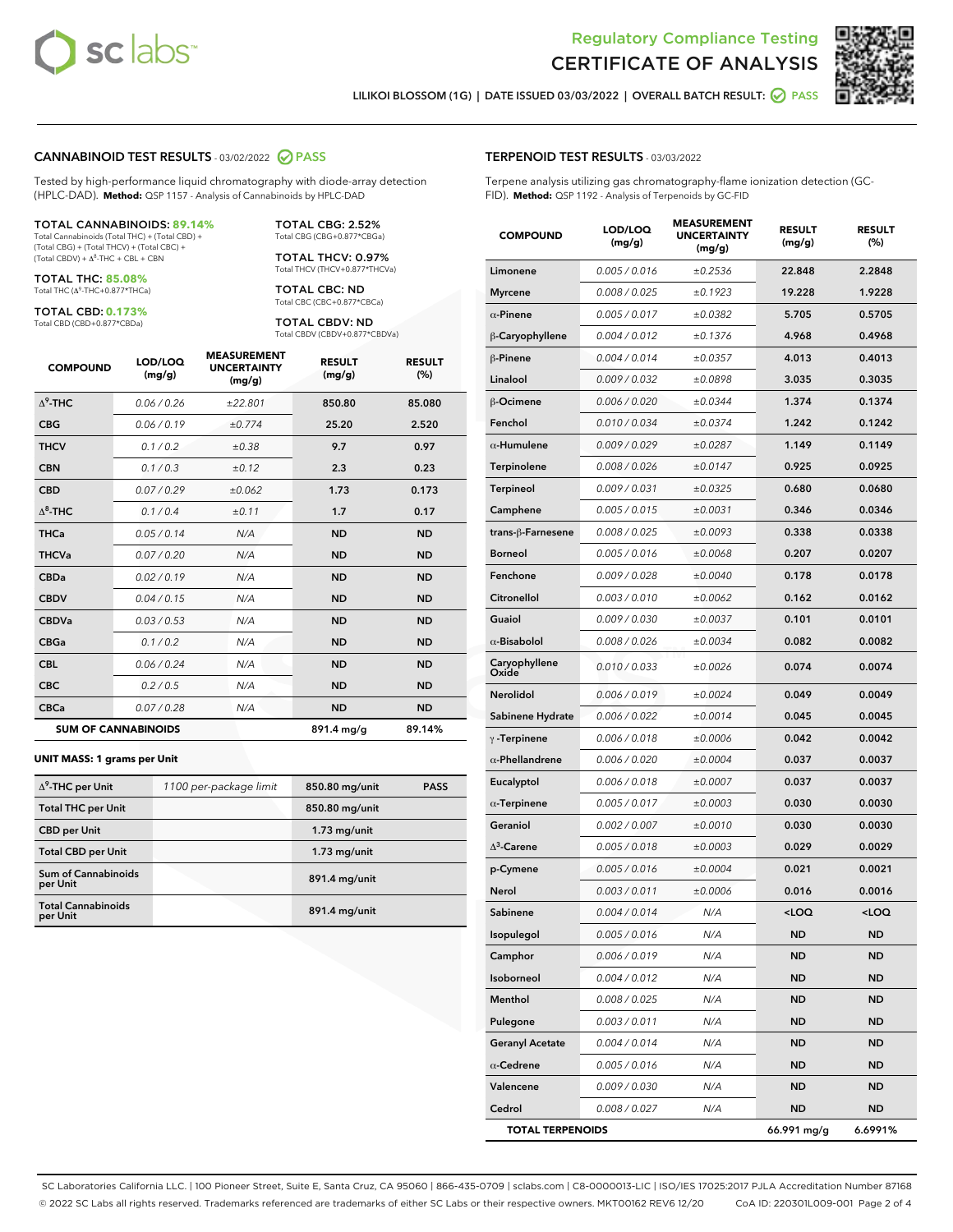# Regulatory Compliance Testing
# CERTIFICATE OF ANALYSIS

LILIKOI BLOSSOM (1G) | DATE ISSUED 03/03/2022 | OVERALL BATCH RESULT: PASS

## CANNABINOID TEST RESULTS - 03/02/2022 PASS

Tested by high-performance liquid chromatography with diode-array detection (HPLC-DAD). **Method:** QSP 1157 - Analysis of Cannabinoids by HPLC-DAD

**TOTAL CANNABINOIDS: 89.14%**
Total Cannabinoids (Total THC) + (Total CBD) + (Total CBG) + (Total THCV) + (Total CBC) + (Total CBDV) + $\Delta^8$-THC + CBL + CBN

**TOTAL THC: 85.08%**
Total THC ($\Delta^9$-THC+0.877*THCa)

**TOTAL CBD: 0.173%**
Total CBD (CBD+0.877*CBDa)

**TOTAL CBG: 2.52%**
Total CBG (CBG+0.877*CBGa)

**TOTAL THCV: 0.97%**
Total THCV (THCV+0.877*THCVa)

**TOTAL CBC: ND**
Total CBC (CBC+0.877*CBCa)

**TOTAL CBDV: ND**
Total CBDV (CBDV+0.877*CBDVa)

| COMPOUND | LOD/LOQ (mg/g) | MEASUREMENT UNCERTAINTY (mg/g) | RESULT (mg/g) | RESULT (%) |
|---|---|---|---|---|
| $\Delta^9$-THC | 0.06 / 0.26 | ±22.801 | 850.80 | 85.080 |
| CBG | 0.06 / 0.19 | ±0.774 | 25.20 | 2.520 |
| THCV | 0.1 / 0.2 | ±0.38 | 9.7 | 0.97 |
| CBN | 0.1 / 0.3 | ±0.12 | 2.3 | 0.23 |
| CBD | 0.07 / 0.29 | ±0.062 | 1.73 | 0.173 |
| $\Delta^8$-THC | 0.1 / 0.4 | ±0.11 | 1.7 | 0.17 |
| THCa | 0.05 / 0.14 | N/A | ND | ND |
| THCVa | 0.07 / 0.20 | N/A | ND | ND |
| CBDa | 0.02 / 0.19 | N/A | ND | ND |
| CBDV | 0.04 / 0.15 | N/A | ND | ND |
| CBDVa | 0.03 / 0.53 | N/A | ND | ND |
| CBGa | 0.1 / 0.2 | N/A | ND | ND |
| CBL | 0.06 / 0.24 | N/A | ND | ND |
| CBC | 0.2 / 0.5 | N/A | ND | ND |
| CBCa | 0.07 / 0.28 | N/A | ND | ND |
| **SUM OF CANNABINOIDS** | | | 891.4 mg/g | 89.14% |

**UNIT MASS: 1 grams per Unit**

| | | | |
|---|---|---|---|
| $\Delta^9$-THC per Unit | 1100 per-package limit | 850.80 mg/unit | PASS |
| Total THC per Unit | | 850.80 mg/unit | |
| CBD per Unit | | 1.73 mg/unit | |
| Total CBD per Unit | | 1.73 mg/unit | |
| Sum of Cannabinoids per Unit | | 891.4 mg/unit | |
| Total Cannabinoids per Unit | | 891.4 mg/unit | |

## TERPENOID TEST RESULTS - 03/03/2022

Terpene analysis utilizing gas chromatography-flame ionization detection (GC-FID). **Method:** QSP 1192 - Analysis of Terpenoids by GC-FID

| COMPOUND | LOD/LOQ (mg/g) | MEASUREMENT UNCERTAINTY (mg/g) | RESULT (mg/g) | RESULT (%) |
|---|---|---|---|---|
| Limonene | 0.005 / 0.016 | ±0.2536 | 22.848 | 2.2848 |
| Myrcene | 0.008 / 0.025 | ±0.1923 | 19.228 | 1.9228 |
| α-Pinene | 0.005 / 0.017 | ±0.0382 | 5.705 | 0.5705 |
| β-Caryophyllene | 0.004 / 0.012 | ±0.1376 | 4.968 | 0.4968 |
| β-Pinene | 0.004 / 0.014 | ±0.0357 | 4.013 | 0.4013 |
| Linalool | 0.009 / 0.032 | ±0.0898 | 3.035 | 0.3035 |
| β-Ocimene | 0.006 / 0.020 | ±0.0344 | 1.374 | 0.1374 |
| Fenchol | 0.010 / 0.034 | ±0.0374 | 1.242 | 0.1242 |
| α-Humulene | 0.009 / 0.029 | ±0.0287 | 1.149 | 0.1149 |
| Terpinolene | 0.008 / 0.026 | ±0.0147 | 0.925 | 0.0925 |
| Terpineol | 0.009 / 0.031 | ±0.0325 | 0.680 | 0.0680 |
| Camphene | 0.005 / 0.015 | ±0.0031 | 0.346 | 0.0346 |
| trans-β-Farnesene | 0.008 / 0.025 | ±0.0093 | 0.338 | 0.0338 |
| Borneol | 0.005 / 0.016 | ±0.0068 | 0.207 | 0.0207 |
| Fenchone | 0.009 / 0.028 | ±0.0040 | 0.178 | 0.0178 |
| Citronellol | 0.003 / 0.010 | ±0.0062 | 0.162 | 0.0162 |
| Guaiol | 0.009 / 0.030 | ±0.0037 | 0.101 | 0.0101 |
| α-Bisabolol | 0.008 / 0.026 | ±0.0034 | 0.082 | 0.0082 |
| Caryophyllene Oxide | 0.010 / 0.033 | ±0.0026 | 0.074 | 0.0074 |
| Nerolidol | 0.006 / 0.019 | ±0.0024 | 0.049 | 0.0049 |
| Sabinene Hydrate | 0.006 / 0.022 | ±0.0014 | 0.045 | 0.0045 |
| γ-Terpinene | 0.006 / 0.018 | ±0.0006 | 0.042 | 0.0042 |
| α-Phellandrene | 0.006 / 0.020 | ±0.0004 | 0.037 | 0.0037 |
| Eucalyptol | 0.006 / 0.018 | ±0.0007 | 0.037 | 0.0037 |
| α-Terpinene | 0.005 / 0.017 | ±0.0003 | 0.030 | 0.0030 |
| Geraniol | 0.002 / 0.007 | ±0.0010 | 0.030 | 0.0030 |
| $\Delta^3$-Carene | 0.005 / 0.018 | ±0.0003 | 0.029 | 0.0029 |
| p-Cymene | 0.005 / 0.016 | ±0.0004 | 0.021 | 0.0021 |
| Nerol | 0.003 / 0.011 | ±0.0006 | 0.016 | 0.0016 |
| Sabinene | 0.004 / 0.014 | N/A | <LOQ | <LOQ |
| Isopulegol | 0.005 / 0.016 | N/A | ND | ND |
| Camphor | 0.006 / 0.019 | N/A | ND | ND |
| Isoborneol | 0.004 / 0.012 | N/A | ND | ND |
| Menthol | 0.008 / 0.025 | N/A | ND | ND |
| Pulegone | 0.003 / 0.011 | N/A | ND | ND |
| Geranyl Acetate | 0.004 / 0.014 | N/A | ND | ND |
| α-Cedrene | 0.005 / 0.016 | N/A | ND | ND |
| Valencene | 0.009 / 0.030 | N/A | ND | ND |
| Cedrol | 0.008 / 0.027 | N/A | ND | ND |
| **TOTAL TERPENOIDS** | | | 66.991 mg/g | 6.6991% |

SC Laboratories California LLC. | 100 Pioneer Street, Suite E, Santa Cruz, CA 95060 | 866-435-0709 | sclabs.com | C8-0000013-LIC | ISO/IES 17025:2017 PJLA Accreditation Number 87168
© 2022 SC Labs all rights reserved. Trademarks referenced are trademarks of either SC Labs or their respective owners. MKT00162 REV6 12/20 CoA ID: 220301L009-001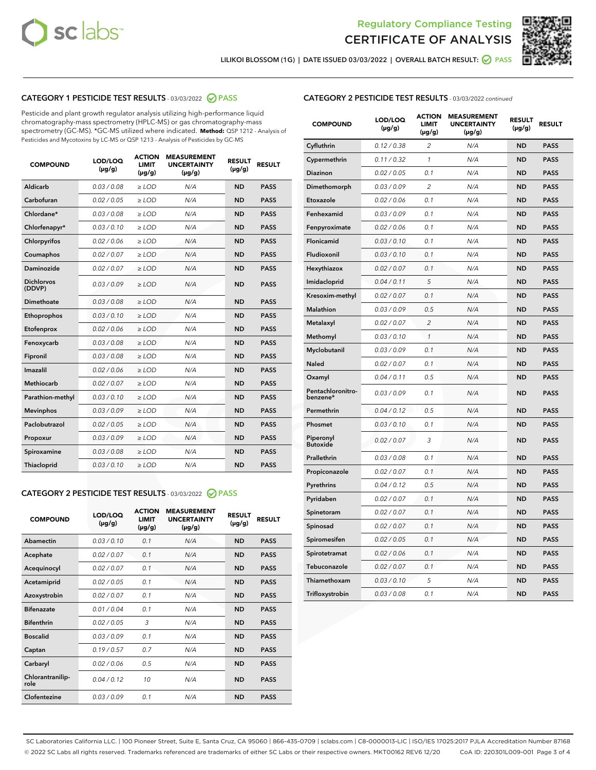# Regulatory Compliance Testing
# CERTIFICATE OF ANALYSIS

LILIKOI BLOSSOM (1G) | DATE ISSUED 03/03/2022 | OVERALL BATCH RESULT: PASS

## CATEGORY 1 PESTICIDE TEST RESULTS - 03/03/2022 PASS

Pesticide and plant growth regulator analysis utilizing high-performance liquid chromatography-mass spectrometry (HPLC-MS) or gas chromatography-mass spectrometry (GC-MS). *GC-MS utilized where indicated. **Method:** QSP 1212 - Analysis of Pesticides and Mycotoxins by LC-MS or QSP 1213 - Analysis of Pesticides by GC-MS

| COMPOUND | LOD/LOQ (µg/g) | ACTION LIMIT (µg/g) | MEASUREMENT UNCERTAINTY (µg/g) | RESULT (µg/g) | RESULT |
|---|---|---|---|---|---|
| Aldicarb | 0.03 / 0.08 | ≥ LOD | N/A | ND | PASS |
| Carbofuran | 0.02 / 0.05 | ≥ LOD | N/A | ND | PASS |
| Chlordane* | 0.03 / 0.08 | ≥ LOD | N/A | ND | PASS |
| Chlorfenapyr* | 0.03 / 0.10 | ≥ LOD | N/A | ND | PASS |
| Chlorpyrifos | 0.02 / 0.06 | ≥ LOD | N/A | ND | PASS |
| Coumaphos | 0.02 / 0.07 | ≥ LOD | N/A | ND | PASS |
| Daminozide | 0.02 / 0.07 | ≥ LOD | N/A | ND | PASS |
| Dichlorvos (DDVP) | 0.03 / 0.09 | ≥ LOD | N/A | ND | PASS |
| Dimethoate | 0.03 / 0.08 | ≥ LOD | N/A | ND | PASS |
| Ethoprophos | 0.03 / 0.10 | ≥ LOD | N/A | ND | PASS |
| Etofenprox | 0.02 / 0.06 | ≥ LOD | N/A | ND | PASS |
| Fenoxycarb | 0.03 / 0.08 | ≥ LOD | N/A | ND | PASS |
| Fipronil | 0.03 / 0.08 | ≥ LOD | N/A | ND | PASS |
| Imazalil | 0.02 / 0.06 | ≥ LOD | N/A | ND | PASS |
| Methiocarb | 0.02 / 0.07 | ≥ LOD | N/A | ND | PASS |
| Parathion-methyl | 0.03 / 0.10 | ≥ LOD | N/A | ND | PASS |
| Mevinphos | 0.03 / 0.09 | ≥ LOD | N/A | ND | PASS |
| Paclobutrazol | 0.02 / 0.05 | ≥ LOD | N/A | ND | PASS |
| Propoxur | 0.03 / 0.09 | ≥ LOD | N/A | ND | PASS |
| Spiroxamine | 0.03 / 0.08 | ≥ LOD | N/A | ND | PASS |
| Thiacloprid | 0.03 / 0.10 | ≥ LOD | N/A | ND | PASS |

## CATEGORY 2 PESTICIDE TEST RESULTS - 03/03/2022 PASS

| COMPOUND | LOD/LOQ (µg/g) | ACTION LIMIT (µg/g) | MEASUREMENT UNCERTAINTY (µg/g) | RESULT (µg/g) | RESULT |
|---|---|---|---|---|---|
| Abamectin | 0.03 / 0.10 | 0.1 | N/A | ND | PASS |
| Acephate | 0.02 / 0.07 | 0.1 | N/A | ND | PASS |
| Acequinocyl | 0.02 / 0.07 | 0.1 | N/A | ND | PASS |
| Acetamiprid | 0.02 / 0.05 | 0.1 | N/A | ND | PASS |
| Azoxystrobin | 0.02 / 0.07 | 0.1 | N/A | ND | PASS |
| Bifenazate | 0.01 / 0.04 | 0.1 | N/A | ND | PASS |
| Bifenthrin | 0.02 / 0.05 | 3 | N/A | ND | PASS |
| Boscalid | 0.03 / 0.09 | 0.1 | N/A | ND | PASS |
| Captan | 0.19 / 0.57 | 0.7 | N/A | ND | PASS |
| Carbaryl | 0.02 / 0.06 | 0.5 | N/A | ND | PASS |
| Chlorantraniliprole | 0.04 / 0.12 | 10 | N/A | ND | PASS |
| Clofentezine | 0.03 / 0.09 | 0.1 | N/A | ND | PASS |
| Cyfluthrin | 0.12 / 0.38 | 2 | N/A | ND | PASS |
| Cypermethrin | 0.11 / 0.32 | 1 | N/A | ND | PASS |
| Diazinon | 0.02 / 0.05 | 0.1 | N/A | ND | PASS |
| Dimethomorph | 0.03 / 0.09 | 2 | N/A | ND | PASS |
| Etoxazole | 0.02 / 0.06 | 0.1 | N/A | ND | PASS |
| Fenhexamid | 0.03 / 0.09 | 0.1 | N/A | ND | PASS |
| Fenpyroximate | 0.02 / 0.06 | 0.1 | N/A | ND | PASS |
| Flonicamid | 0.03 / 0.10 | 0.1 | N/A | ND | PASS |
| Fludioxonil | 0.03 / 0.10 | 0.1 | N/A | ND | PASS |
| Hexythiazox | 0.02 / 0.07 | 0.1 | N/A | ND | PASS |
| Imidacloprid | 0.04 / 0.11 | 5 | N/A | ND | PASS |
| Kresoxim-methyl | 0.02 / 0.07 | 0.1 | N/A | ND | PASS |
| Malathion | 0.03 / 0.09 | 0.5 | N/A | ND | PASS |
| Metalaxyl | 0.02 / 0.07 | 2 | N/A | ND | PASS |
| Methomyl | 0.03 / 0.10 | 1 | N/A | ND | PASS |
| Myclobutanil | 0.03 / 0.09 | 0.1 | N/A | ND | PASS |
| Naled | 0.02 / 0.07 | 0.1 | N/A | ND | PASS |
| Oxamyl | 0.04 / 0.11 | 0.5 | N/A | ND | PASS |
| Pentachloronitrobenzene* | 0.03 / 0.09 | 0.1 | N/A | ND | PASS |
| Permethrin | 0.04 / 0.12 | 0.5 | N/A | ND | PASS |
| Phosmet | 0.03 / 0.10 | 0.1 | N/A | ND | PASS |
| Piperonyl Butoxide | 0.02 / 0.07 | 3 | N/A | ND | PASS |
| Prallethrin | 0.03 / 0.08 | 0.1 | N/A | ND | PASS |
| Propiconazole | 0.02 / 0.07 | 0.1 | N/A | ND | PASS |
| Pyrethrins | 0.04 / 0.12 | 0.5 | N/A | ND | PASS |
| Pyridaben | 0.02 / 0.07 | 0.1 | N/A | ND | PASS |
| Spinetoram | 0.02 / 0.07 | 0.1 | N/A | ND | PASS |
| Spinosad | 0.02 / 0.07 | 0.1 | N/A | ND | PASS |
| Spiromesifen | 0.02 / 0.05 | 0.1 | N/A | ND | PASS |
| Spirotetramat | 0.02 / 0.06 | 0.1 | N/A | ND | PASS |
| Tebuconazole | 0.02 / 0.07 | 0.1 | N/A | ND | PASS |
| Thiamethoxam | 0.03 / 0.10 | 5 | N/A | ND | PASS |
| Trifloxystrobin | 0.03 / 0.08 | 0.1 | N/A | ND | PASS |

SC Laboratories California LLC. | 100 Pioneer Street, Suite E, Santa Cruz, CA 95060 | 866-435-0709 | sclabs.com | C8-0000013-LIC | ISO/IES 17025:2017 PJLA Accreditation Number 87168
© 2022 SC Labs all rights reserved. Trademarks referenced are trademarks of either SC Labs or their respective owners. MKT00162 REV6 12/20 CoA ID: 220301L009-001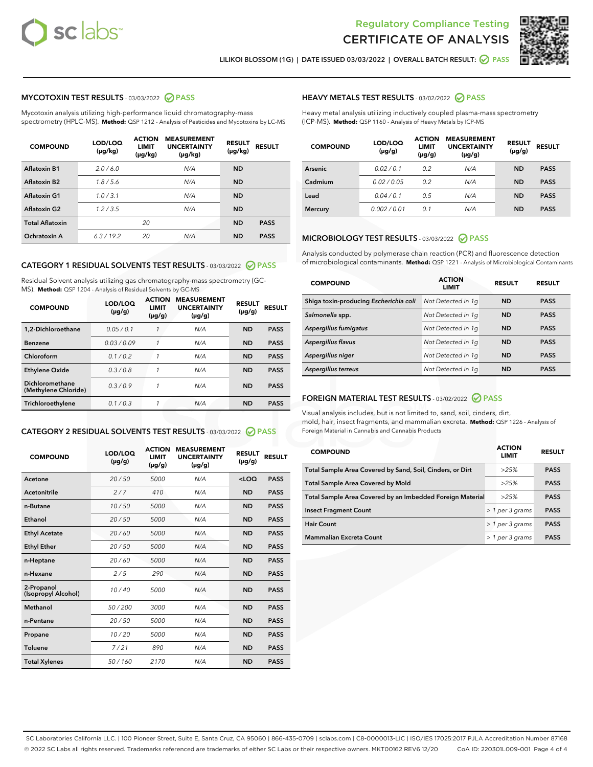# Regulatory Compliance Testing
# CERTIFICATE OF ANALYSIS

LILIKOI BLOSSOM (1G) | DATE ISSUED 03/03/2022 | OVERALL BATCH RESULT: PASS

## MYCOTOXIN TEST RESULTS - 03/03/2022 PASS

Mycotoxin analysis utilizing high-performance liquid chromatography-mass spectrometry (HPLC-MS). **Method:** QSP 1212 - Analysis of Pesticides and Mycotoxins by LC-MS

| COMPOUND | LOD/LOQ (µg/kg) | ACTION LIMIT (µg/kg) | MEASUREMENT UNCERTAINTY (µg/kg) | RESULT (µg/kg) | RESULT |
|---|---|---|---|---|---|
| Aflatoxin B1 | 2.0 / 6.0 | | N/A | ND | |
| Aflatoxin B2 | 1.8 / 5.6 | | N/A | ND | |
| Aflatoxin G1 | 1.0 / 3.1 | | N/A | ND | |
| Aflatoxin G2 | 1.2 / 3.5 | | N/A | ND | |
| Total Aflatoxin | | 20 | | ND | PASS |
| Ochratoxin A | 6.3 / 19.2 | 20 | N/A | ND | PASS |

## CATEGORY 1 RESIDUAL SOLVENTS TEST RESULTS - 03/03/2022 PASS

Residual Solvent analysis utilizing gas chromatography-mass spectrometry (GC-MS). **Method:** QSP 1204 - Analysis of Residual Solvents by GC-MS

| COMPOUND | LOD/LOQ (µg/g) | ACTION LIMIT (µg/g) | MEASUREMENT UNCERTAINTY (µg/g) | RESULT (µg/g) | RESULT |
|---|---|---|---|---|---|
| 1,2-Dichloroethane | 0.05 / 0.1 | 1 | N/A | ND | PASS |
| Benzene | 0.03 / 0.09 | 1 | N/A | ND | PASS |
| Chloroform | 0.1 / 0.2 | 1 | N/A | ND | PASS |
| Ethylene Oxide | 0.3 / 0.8 | 1 | N/A | ND | PASS |
| Dichloromethane (Methylene Chloride) | 0.3 / 0.9 | 1 | N/A | ND | PASS |
| Trichloroethylene | 0.1 / 0.3 | 1 | N/A | ND | PASS |

## CATEGORY 2 RESIDUAL SOLVENTS TEST RESULTS - 03/03/2022 PASS

| COMPOUND | LOD/LOQ (µg/g) | ACTION LIMIT (µg/g) | MEASUREMENT UNCERTAINTY (µg/g) | RESULT (µg/g) | RESULT |
|---|---|---|---|---|---|
| Acetone | 20 / 50 | 5000 | N/A | <LOQ | PASS |
| Acetonitrile | 2 / 7 | 410 | N/A | ND | PASS |
| n-Butane | 10 / 50 | 5000 | N/A | ND | PASS |
| Ethanol | 20 / 50 | 5000 | N/A | ND | PASS |
| Ethyl Acetate | 20 / 60 | 5000 | N/A | ND | PASS |
| Ethyl Ether | 20 / 50 | 5000 | N/A | ND | PASS |
| n-Heptane | 20 / 60 | 5000 | N/A | ND | PASS |
| n-Hexane | 2 / 5 | 290 | N/A | ND | PASS |
| 2-Propanol (Isopropyl Alcohol) | 10 / 40 | 5000 | N/A | ND | PASS |
| Methanol | 50 / 200 | 3000 | N/A | ND | PASS |
| n-Pentane | 20 / 50 | 5000 | N/A | ND | PASS |
| Propane | 10 / 20 | 5000 | N/A | ND | PASS |
| Toluene | 7 / 21 | 890 | N/A | ND | PASS |
| Total Xylenes | 50 / 160 | 2170 | N/A | ND | PASS |

## HEAVY METALS TEST RESULTS - 03/02/2022 PASS

Heavy metal analysis utilizing inductively coupled plasma-mass spectrometry (ICP-MS). **Method:** QSP 1160 - Analysis of Heavy Metals by ICP-MS

| COMPOUND | LOD/LOQ (µg/g) | ACTION LIMIT (µg/g) | MEASUREMENT UNCERTAINTY (µg/g) | RESULT (µg/g) | RESULT |
|---|---|---|---|---|---|
| Arsenic | 0.02 / 0.1 | 0.2 | N/A | ND | PASS |
| Cadmium | 0.02 / 0.05 | 0.2 | N/A | ND | PASS |
| Lead | 0.04 / 0.1 | 0.5 | N/A | ND | PASS |
| Mercury | 0.002 / 0.01 | 0.1 | N/A | ND | PASS |

## MICROBIOLOGY TEST RESULTS - 03/03/2022 PASS

Analysis conducted by polymerase chain reaction (PCR) and fluorescence detection of microbiological contaminants. **Method:** QSP 1221 - Analysis of Microbiological Contaminants

| COMPOUND | ACTION LIMIT | RESULT | RESULT |
|---|---|---|---|
| Shiga toxin-producing *Escherichia coli* | Not Detected in 1g | ND | PASS |
| *Salmonella* spp. | Not Detected in 1g | ND | PASS |
| *Aspergillus fumigatus* | Not Detected in 1g | ND | PASS |
| *Aspergillus flavus* | Not Detected in 1g | ND | PASS |
| *Aspergillus niger* | Not Detected in 1g | ND | PASS |
| *Aspergillus terreus* | Not Detected in 1g | ND | PASS |

## FOREIGN MATERIAL TEST RESULTS - 03/02/2022 PASS

Visual analysis includes, but is not limited to, sand, soil, cinders, dirt, mold, hair, insect fragments, and mammalian excreta. **Method:** QSP 1226 - Analysis of Foreign Material in Cannabis and Cannabis Products

| COMPOUND | ACTION LIMIT | RESULT |
|---|---|---|
| Total Sample Area Covered by Sand, Soil, Cinders, or Dirt | >25% | PASS |
| Total Sample Area Covered by Mold | >25% | PASS |
| Total Sample Area Covered by an Imbedded Foreign Material | >25% | PASS |
| Insect Fragment Count | > 1 per 3 grams | PASS |
| Hair Count | > 1 per 3 grams | PASS |
| Mammalian Excreta Count | > 1 per 3 grams | PASS |

SC Laboratories California LLC. | 100 Pioneer Street, Suite E, Santa Cruz, CA 95060 | 866-435-0709 | sclabs.com | C8-0000013-LIC | ISO/IES 17025:2017 PJLA Accreditation Number 87168
© 2022 SC Labs all rights reserved. Trademarks referenced are trademarks of either SC Labs or their respective owners. MKT00162 REV6 12/20 CoA ID: 220301L009-001